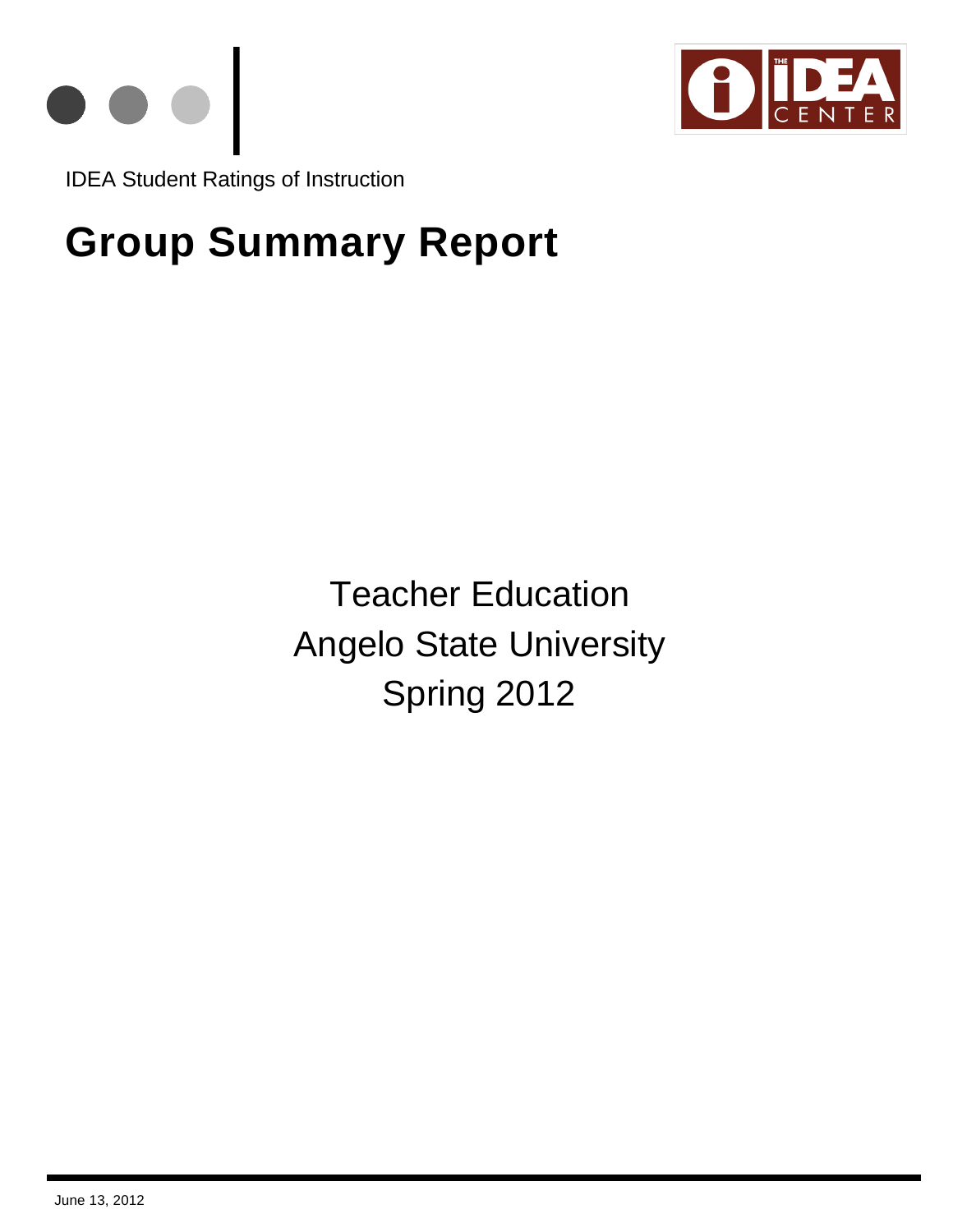IDEA Student Ratings of Instruction

# Group Summary Report

Teacher Education

Angelo State University

Spring 2012

June 13, 2012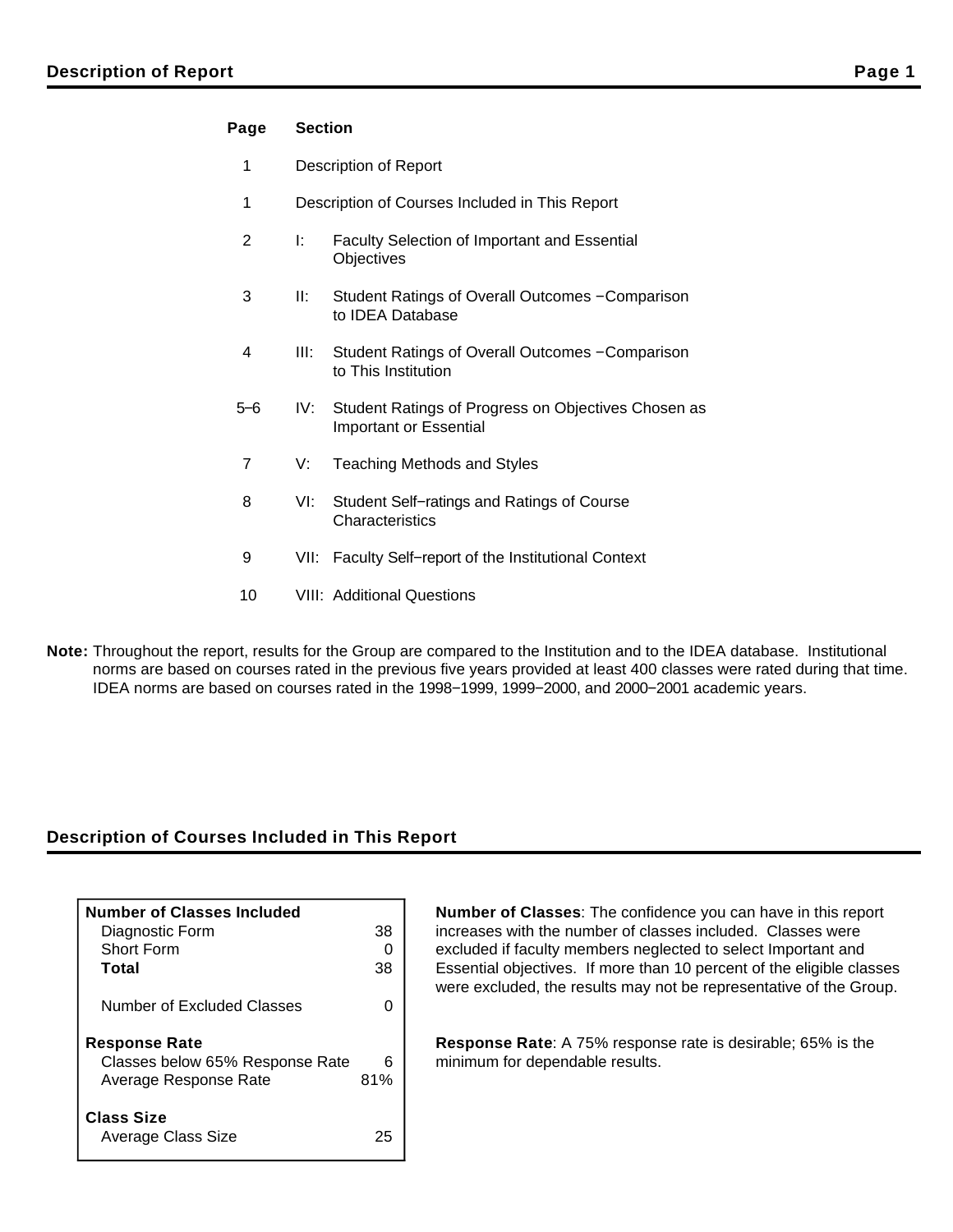## Description of Report

| Page | Section | |
|---|---|---|
| 1 | Description of Report | |
| 1 | Description of Courses Included in This Report | |
| 2 | I: | Faculty Selection of Important and Essential Objectives |
| 3 | II: | Student Ratings of Overall Outcomes −Comparison to IDEA Database |
| 4 | III: | Student Ratings of Overall Outcomes −Comparison to This Institution |
| 5–6 | IV: | Student Ratings of Progress on Objectives Chosen as Important or Essential |
| 7 | V: | Teaching Methods and Styles |
| 8 | VI: | Student Self−ratings and Ratings of Course Characteristics |
| 9 | VII: | Faculty Self−report of the Institutional Context |
| 10 | VIII: | Additional Questions |

**Note:** Throughout the report, results for the Group are compared to the Institution and to the IDEA database. Institutional norms are based on courses rated in the previous five years provided at least 400 classes were rated during that time. IDEA norms are based on courses rated in the 1998−1999, 1999−2000, and 2000−2001 academic years.

## Description of Courses Included in This Report

| **Number of Classes Included** | |
|---|---|
| Diagnostic Form | 38 |
| Short Form | 0 |
| **Total** | 38 |
| Number of Excluded Classes | 0 |
| **Response Rate** | |
| Classes below 65% Response Rate | 6 |
| Average Response Rate | 81% |
| **Class Size** | |
| Average Class Size | 25 |

**Number of Classes**: The confidence you can have in this report increases with the number of classes included. Classes were excluded if faculty members neglected to select Important and Essential objectives. If more than 10 percent of the eligible classes were excluded, the results may not be representative of the Group.

**Response Rate**: A 75% response rate is desirable; 65% is the minimum for dependable results.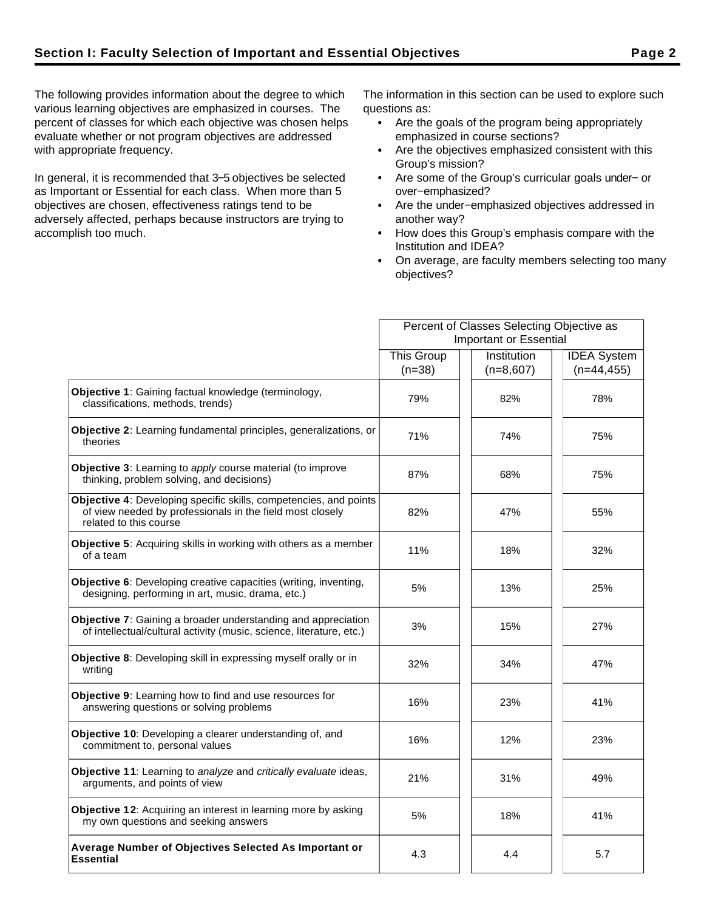## Section I: Faculty Selection of Important and Essential Objectives

The following provides information about the degree to which various learning objectives are emphasized in courses. The percent of classes for which each objective was chosen helps evaluate whether or not program objectives are addressed with appropriate frequency.

In general, it is recommended that 3–5 objectives be selected as Important or Essential for each class. When more than 5 objectives are chosen, effectiveness ratings tend to be adversely affected, perhaps because instructors are trying to accomplish too much.

The information in this section can be used to explore such questions as:

- Are the goals of the program being appropriately emphasized in course sections?
- Are the objectives emphasized consistent with this Group's mission?
- Are some of the Group's curricular goals under− or over−emphasized?
- Are the under−emphasized objectives addressed in another way?
- How does this Group's emphasis compare with the Institution and IDEA?
- On average, are faculty members selecting too many objectives?

| | Percent of Classes Selecting Objective as Important or Essential | | |
|---|---|---|---|
| | This Group (n=38) | Institution (n=8,607) | IDEA System (n=44,455) |
| **Objective 1**: Gaining factual knowledge (terminology, classifications, methods, trends) | 79% | 82% | 78% |
| **Objective 2**: Learning fundamental principles, generalizations, or theories | 71% | 74% | 75% |
| **Objective 3**: Learning to *apply* course material (to improve thinking, problem solving, and decisions) | 87% | 68% | 75% |
| **Objective 4**: Developing specific skills, competencies, and points of view needed by professionals in the field most closely related to this course | 82% | 47% | 55% |
| **Objective 5**: Acquiring skills in working with others as a member of a team | 11% | 18% | 32% |
| **Objective 6**: Developing creative capacities (writing, inventing, designing, performing in art, music, drama, etc.) | 5% | 13% | 25% |
| **Objective 7**: Gaining a broader understanding and appreciation of intellectual/cultural activity (music, science, literature, etc.) | 3% | 15% | 27% |
| **Objective 8**: Developing skill in expressing myself orally or in writing | 32% | 34% | 47% |
| **Objective 9**: Learning how to find and use resources for answering questions or solving problems | 16% | 23% | 41% |
| **Objective 10**: Developing a clearer understanding of, and commitment to, personal values | 16% | 12% | 23% |
| **Objective 11**: Learning to *analyze* and *critically evaluate* ideas, arguments, and points of view | 21% | 31% | 49% |
| **Objective 12**: Acquiring an interest in learning more by asking my own questions and seeking answers | 5% | 18% | 41% |
| **Average Number of Objectives Selected As Important or Essential** | 4.3 | 4.4 | 5.7 |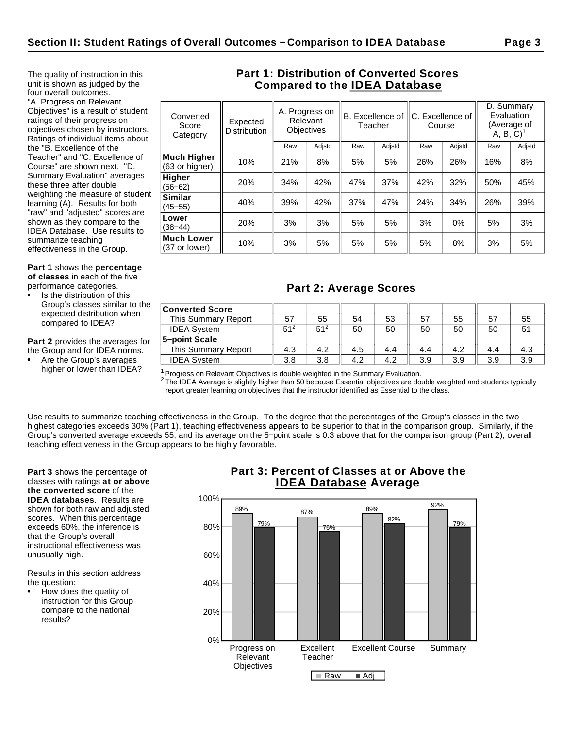## Section II: Student Ratings of Overall Outcomes – Comparison to IDEA Database

The quality of instruction in this unit is shown as judged by the four overall outcomes. "A. Progress on Relevant Objectives" is a result of student ratings of their progress on objectives chosen by instructors. Ratings of individual items about the "B. Excellence of the Teacher" and "C. Excellence of Course" are shown next. "D. Summary Evaluation" averages these three after double weighting the measure of student learning (A). Results for both "raw" and "adjusted" scores are shown as they compare to the IDEA Database. Use results to summarize teaching effectiveness in the Group.

**Part 1** shows the **percentage of classes** in each of the five performance categories.

- Is the distribution of this Group's classes similar to the expected distribution when compared to IDEA?

**Part 2** provides the averages for the Group and for IDEA norms.

- Are the Group's averages higher or lower than IDEA?

### Part 1: Distribution of Converted Scores Compared to the IDEA Database

| Converted Score Category | Expected Distribution | A. Progress on Relevant Objectives | | B. Excellence of Teacher | | C. Excellence of Course | | D. Summary Evaluation (Average of A, B, C)[1] | |
|---|---|---|---|---|---|---|---|---|---|
| | | Raw | Adjstd | Raw | Adjstd | Raw | Adjstd | Raw | Adjstd |
| **Much Higher** (63 or higher) | 10% | 21% | 8% | 5% | 5% | 26% | 26% | 16% | 8% |
| **Higher** (56–62) | 20% | 34% | 42% | 47% | 37% | 42% | 32% | 50% | 45% |
| **Similar** (45–55) | 40% | 39% | 42% | 37% | 47% | 24% | 34% | 26% | 39% |
| **Lower** (38–44) | 20% | 3% | 3% | 5% | 5% | 3% | 0% | 5% | 3% |
| **Much Lower** (37 or lower) | 10% | 3% | 5% | 5% | 5% | 5% | 8% | 3% | 5% |

### Part 2: Average Scores

| | A. Raw | A. Adjstd | B. Raw | B. Adjstd | C. Raw | C. Adjstd | D. Raw | D. Adjstd |
|---|---|---|---|---|---|---|---|---|
| **Converted Score** | | | | | | | | |
| This Summary Report | 57 | 55 | 54 | 53 | 57 | 55 | 57 | 55 |
| IDEA System | 51[2] | 51[2] | 50 | 50 | 50 | 50 | 50 | 51 |
| **5–point Scale** | | | | | | | | |
| This Summary Report | 4.3 | 4.2 | 4.5 | 4.4 | 4.4 | 4.2 | 4.4 | 4.3 |
| IDEA System | 3.8 | 3.8 | 4.2 | 4.2 | 3.9 | 3.9 | 3.9 | 3.9 |

[1] Progress on Relevant Objectives is double weighted in the Summary Evaluation.

[2] The IDEA Average is slightly higher than 50 because Essential objectives are double weighted and students typically report greater learning on objectives that the instructor identified as Essential to the class.

Use results to summarize teaching effectiveness in the Group. To the degree that the percentages of the Group's classes in the two highest categories exceeds 30% (Part 1), teaching effectiveness appears to be superior to that in the comparison group. Similarly, if the Group's converted average exceeds 55, and its average on the 5–point scale is 0.3 above that for the comparison group (Part 2), overall teaching effectiveness in the Group appears to be highly favorable.

**Part 3** shows the percentage of classes with ratings **at or above the converted score** of the **IDEA databases**. Results are shown for both raw and adjusted scores. When this percentage exceeds 60%, the inference is that the Group's overall instructional effectiveness was unusually high.

Results in this section address the question:

- How does the quality of instruction for this Group compare to the national results?

### Part 3: Percent of Classes at or Above the IDEA Database Average

| | Raw | Adj |
|---|---|---|
| Progress on Relevant Objectives | 89% | 79% |
| Excellent Teacher | 87% | 76% |
| Excellent Course | 89% | 82% |
| Summary | 92% | 79% |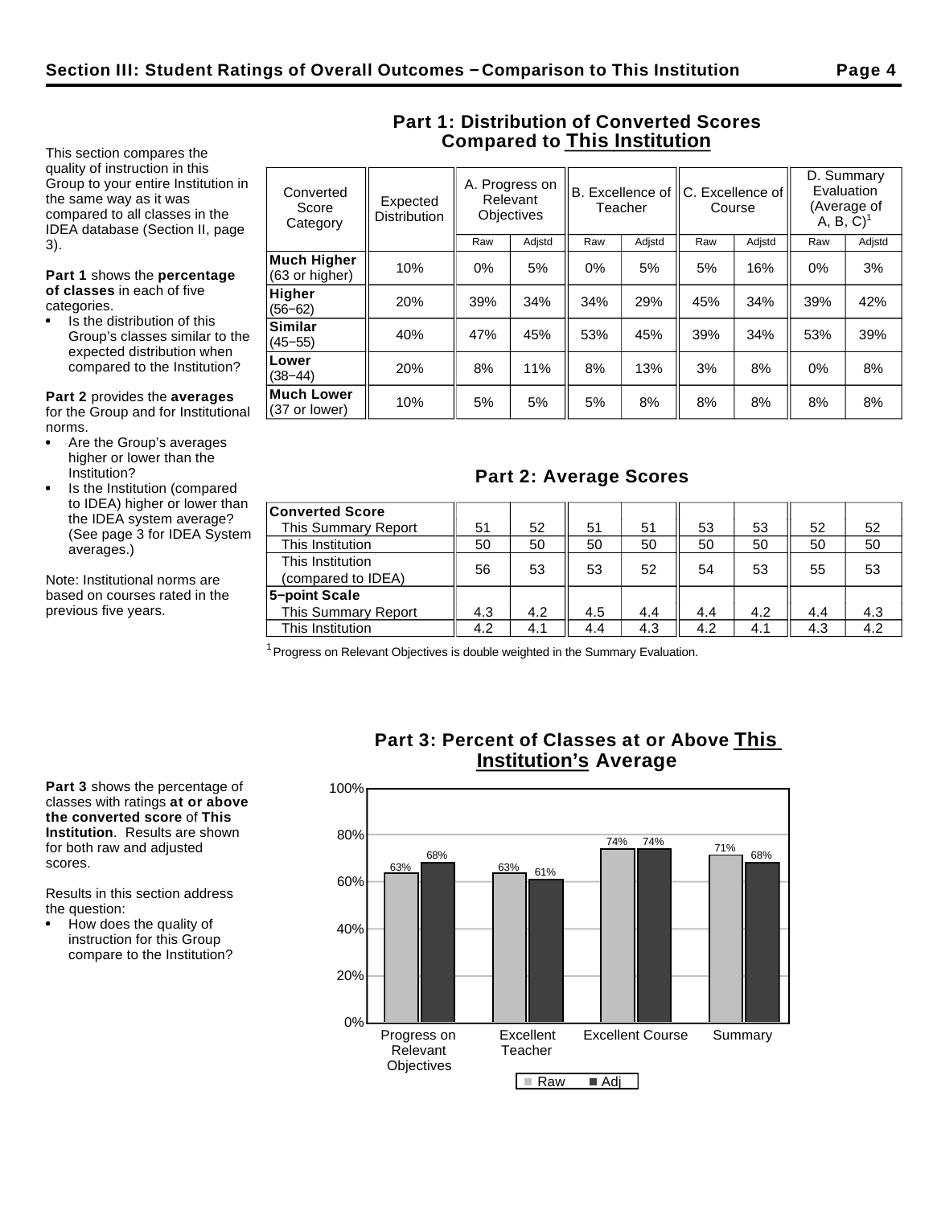## Section III: Student Ratings of Overall Outcomes – Comparison to This Institution

This section compares the quality of instruction in this Group to your entire Institution in the same way as it was compared to all classes in the IDEA database (Section II, page 3).

**Part 1** shows the **percentage of classes** in each of five categories.

- Is the distribution of this Group's classes similar to the expected distribution when compared to the Institution?

**Part 2** provides the **averages** for the Group and for Institutional norms.

- Are the Group's averages higher or lower than the Institution?
- Is the Institution (compared to IDEA) higher or lower than the IDEA system average? (See page 3 for IDEA System averages.)

Note: Institutional norms are based on courses rated in the previous five years.

### Part 1: Distribution of Converted Scores Compared to This Institution

| Converted Score Category | Expected Distribution | A. Progress on Relevant Objectives | | B. Excellence of Teacher | | C. Excellence of Course | | D. Summary Evaluation (Average of A, B, C)[1] | |
|---|---|---|---|---|---|---|---|---|---|
| | | Raw | Adjstd | Raw | Adjstd | Raw | Adjstd | Raw | Adjstd |
| **Much Higher** (63 or higher) | 10% | 0% | 5% | 0% | 5% | 5% | 16% | 0% | 3% |
| **Higher** (56–62) | 20% | 39% | 34% | 34% | 29% | 45% | 34% | 39% | 42% |
| **Similar** (45–55) | 40% | 47% | 45% | 53% | 45% | 39% | 34% | 53% | 39% |
| **Lower** (38–44) | 20% | 8% | 11% | 8% | 13% | 3% | 8% | 0% | 8% |
| **Much Lower** (37 or lower) | 10% | 5% | 5% | 5% | 8% | 8% | 8% | 8% | 8% |

### Part 2: Average Scores

| | A Raw | A Adjstd | B Raw | B Adjstd | C Raw | C Adjstd | D Raw | D Adjstd |
|---|---|---|---|---|---|---|---|---|
| **Converted Score** | | | | | | | | |
| This Summary Report | 51 | 52 | 51 | 51 | 53 | 53 | 52 | 52 |
| This Institution | 50 | 50 | 50 | 50 | 50 | 50 | 50 | 50 |
| This Institution (compared to IDEA) | 56 | 53 | 53 | 52 | 54 | 53 | 55 | 53 |
| **5–point Scale** | | | | | | | | |
| This Summary Report | 4.3 | 4.2 | 4.5 | 4.4 | 4.4 | 4.2 | 4.4 | 4.3 |
| This Institution | 4.2 | 4.1 | 4.4 | 4.3 | 4.2 | 4.1 | 4.3 | 4.2 |

[1] Progress on Relevant Objectives is double weighted in the Summary Evaluation.

**Part 3** shows the percentage of classes with ratings **at or above the converted score** of **This Institution**. Results are shown for both raw and adjusted scores.

Results in this section address the question:

- How does the quality of instruction for this Group compare to the Institution?

### Part 3: Percent of Classes at or Above This Institution's Average

| | Raw | Adj |
|---|---|---|
| Progress on Relevant Objectives | 63% | 68% |
| Excellent Teacher | 63% | 61% |
| Excellent Course | 74% | 74% |
| Summary | 71% | 68% |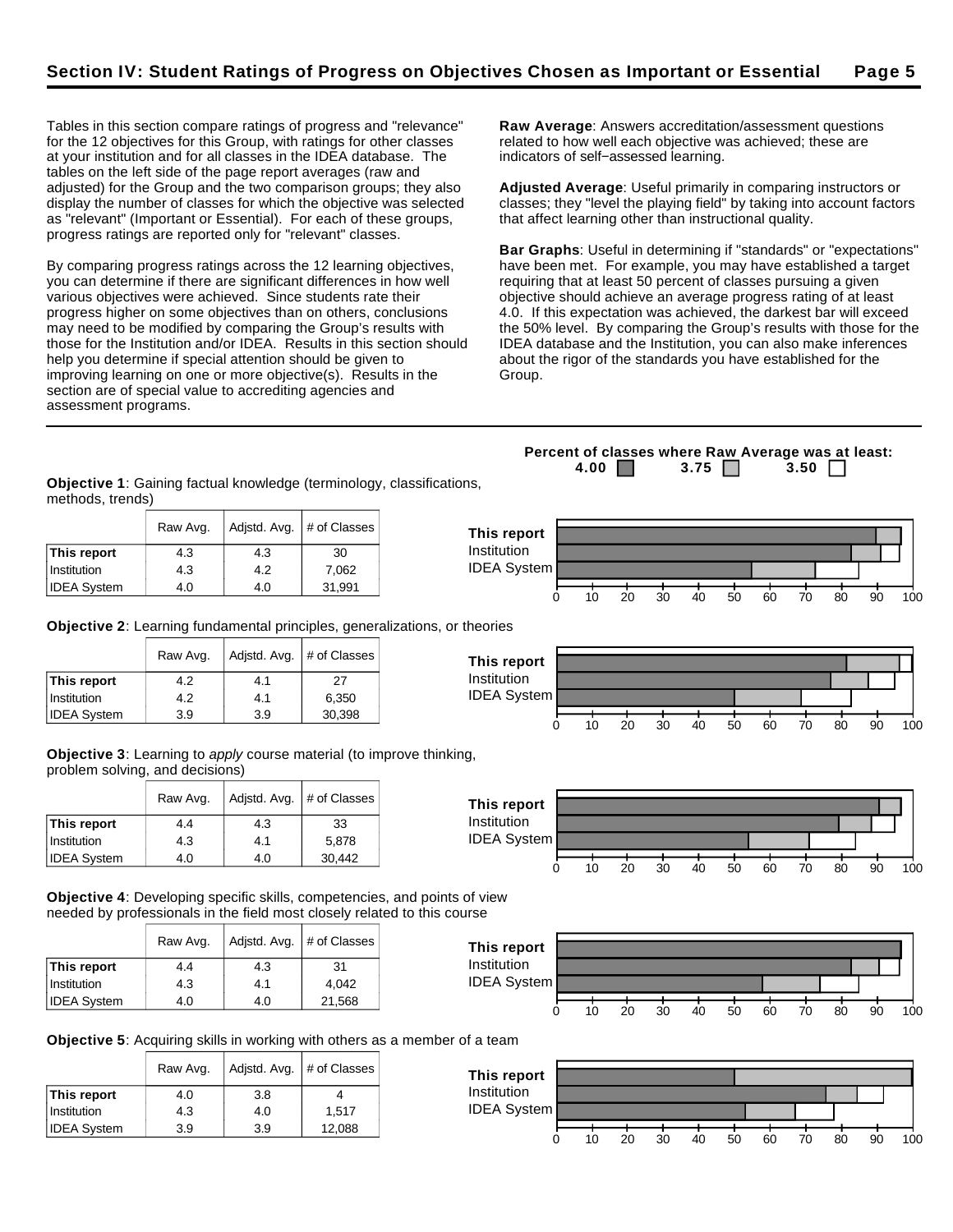## Section IV: Student Ratings of Progress on Objectives Chosen as Important or Essential

Tables in this section compare ratings of progress and "relevance" for the 12 objectives for this Group, with ratings for other classes at your institution and for all classes in the IDEA database. The tables on the left side of the page report averages (raw and adjusted) for the Group and the two comparison groups; they also display the number of classes for which the objective was selected as "relevant" (Important or Essential). For each of these groups, progress ratings are reported only for "relevant" classes.

By comparing progress ratings across the 12 learning objectives, you can determine if there are significant differences in how well various objectives were achieved. Since students rate their progress higher on some objectives than on others, conclusions may need to be modified by comparing the Group's results with those for the Institution and/or IDEA. Results in this section should help you determine if special attention should be given to improving learning on one or more objective(s). Results in the section are of special value to accrediting agencies and assessment programs.

**Raw Average**: Answers accreditation/assessment questions related to how well each objective was achieved; these are indicators of self−assessed learning.

**Adjusted Average**: Useful primarily in comparing instructors or classes; they "level the playing field" by taking into account factors that affect learning other than instructional quality.

**Bar Graphs**: Useful in determining if "standards" or "expectations" have been met. For example, you may have established a target requiring that at least 50 percent of classes pursuing a given objective should achieve an average progress rating of at least 4.0. If this expectation was achieved, the darkest bar will exceed the 50% level. By comparing the Group's results with those for the IDEA database and the Institution, you can also make inferences about the rigor of the standards you have established for the Group.

**Percent of classes where Raw Average was at least:** 4.00 / 3.75 / 3.50

**Objective 1**: Gaining factual knowledge (terminology, classifications, methods, trends)

| | Raw Avg. | Adjstd. Avg. | # of Classes |
|---|---|---|---|
| **This report** | 4.3 | 4.3 | 30 |
| Institution | 4.3 | 4.2 | 7,062 |
| IDEA System | 4.0 | 4.0 | 31,991 |

**Objective 2**: Learning fundamental principles, generalizations, or theories

| | Raw Avg. | Adjstd. Avg. | # of Classes |
|---|---|---|---|
| **This report** | 4.2 | 4.1 | 27 |
| Institution | 4.2 | 4.1 | 6,350 |
| IDEA System | 3.9 | 3.9 | 30,398 |

**Objective 3**: Learning to *apply* course material (to improve thinking, problem solving, and decisions)

| | Raw Avg. | Adjstd. Avg. | # of Classes |
|---|---|---|---|
| **This report** | 4.4 | 4.3 | 33 |
| Institution | 4.3 | 4.1 | 5,878 |
| IDEA System | 4.0 | 4.0 | 30,442 |

**Objective 4**: Developing specific skills, competencies, and points of view needed by professionals in the field most closely related to this course

| | Raw Avg. | Adjstd. Avg. | # of Classes |
|---|---|---|---|
| **This report** | 4.4 | 4.3 | 31 |
| Institution | 4.3 | 4.1 | 4,042 |
| IDEA System | 4.0 | 4.0 | 21,568 |

**Objective 5**: Acquiring skills in working with others as a member of a team

| | Raw Avg. | Adjstd. Avg. | # of Classes |
|---|---|---|---|
| **This report** | 4.0 | 3.8 | 4 |
| Institution | 4.3 | 4.0 | 1,517 |
| IDEA System | 3.9 | 3.9 | 12,088 |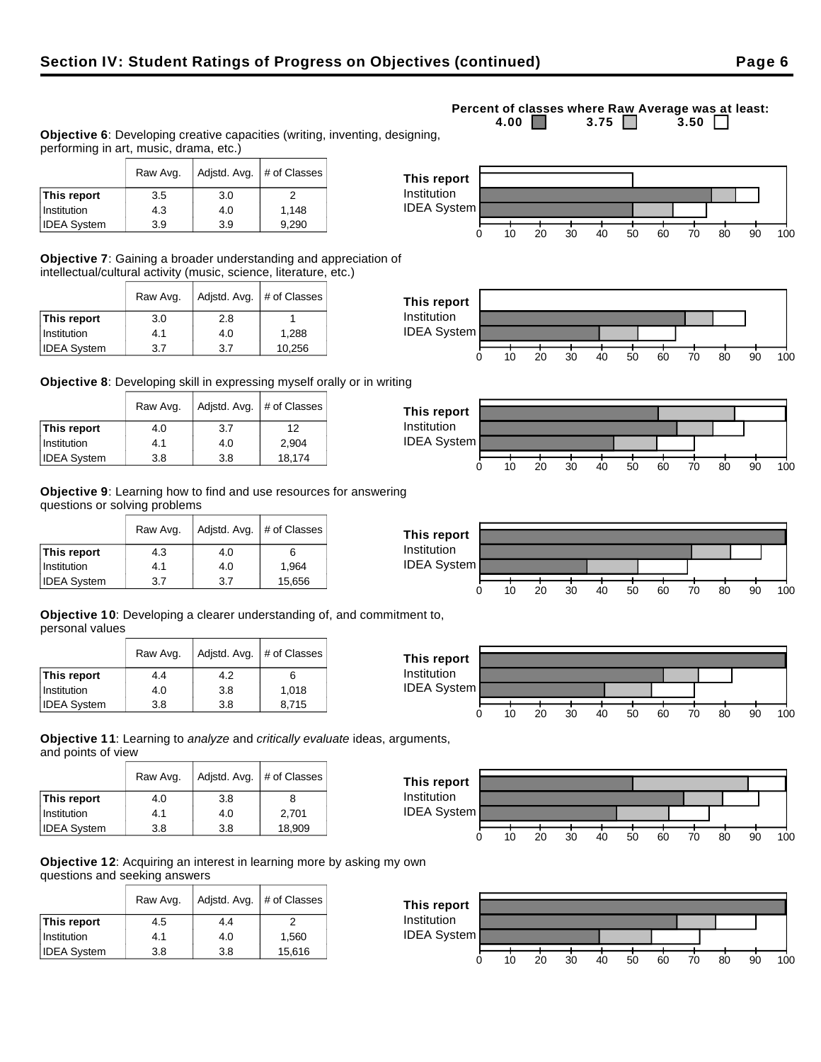## Section IV: Student Ratings of Progress on Objectives (continued)

Percent of classes where Raw Average was at least: 4.00 / 3.75 / 3.50

**Objective 6**: Developing creative capacities (writing, inventing, designing, performing in art, music, drama, etc.)

| | Raw Avg. | Adjstd. Avg. | # of Classes |
|---|---|---|---|
| **This report** | 3.5 | 3.0 | 2 |
| Institution | 4.3 | 4.0 | 1,148 |
| IDEA System | 3.9 | 3.9 | 9,290 |

**Objective 7**: Gaining a broader understanding and appreciation of intellectual/cultural activity (music, science, literature, etc.)

| | Raw Avg. | Adjstd. Avg. | # of Classes |
|---|---|---|---|
| **This report** | 3.0 | 2.8 | 1 |
| Institution | 4.1 | 4.0 | 1,288 |
| IDEA System | 3.7 | 3.7 | 10,256 |

**Objective 8**: Developing skill in expressing myself orally or in writing

| | Raw Avg. | Adjstd. Avg. | # of Classes |
|---|---|---|---|
| **This report** | 4.0 | 3.7 | 12 |
| Institution | 4.1 | 4.0 | 2,904 |
| IDEA System | 3.8 | 3.8 | 18,174 |

**Objective 9**: Learning how to find and use resources for answering questions or solving problems

| | Raw Avg. | Adjstd. Avg. | # of Classes |
|---|---|---|---|
| **This report** | 4.3 | 4.0 | 6 |
| Institution | 4.1 | 4.0 | 1,964 |
| IDEA System | 3.7 | 3.7 | 15,656 |

**Objective 10**: Developing a clearer understanding of, and commitment to, personal values

| | Raw Avg. | Adjstd. Avg. | # of Classes |
|---|---|---|---|
| **This report** | 4.4 | 4.2 | 6 |
| Institution | 4.0 | 3.8 | 1,018 |
| IDEA System | 3.8 | 3.8 | 8,715 |

**Objective 11**: Learning to *analyze* and *critically evaluate* ideas, arguments, and points of view

| | Raw Avg. | Adjstd. Avg. | # of Classes |
|---|---|---|---|
| **This report** | 4.0 | 3.8 | 8 |
| Institution | 4.1 | 4.0 | 2,701 |
| IDEA System | 3.8 | 3.8 | 18,909 |

**Objective 12**: Acquiring an interest in learning more by asking my own questions and seeking answers

| | Raw Avg. | Adjstd. Avg. | # of Classes |
|---|---|---|---|
| **This report** | 4.5 | 4.4 | 2 |
| Institution | 4.1 | 4.0 | 1,560 |
| IDEA System | 3.8 | 3.8 | 15,616 |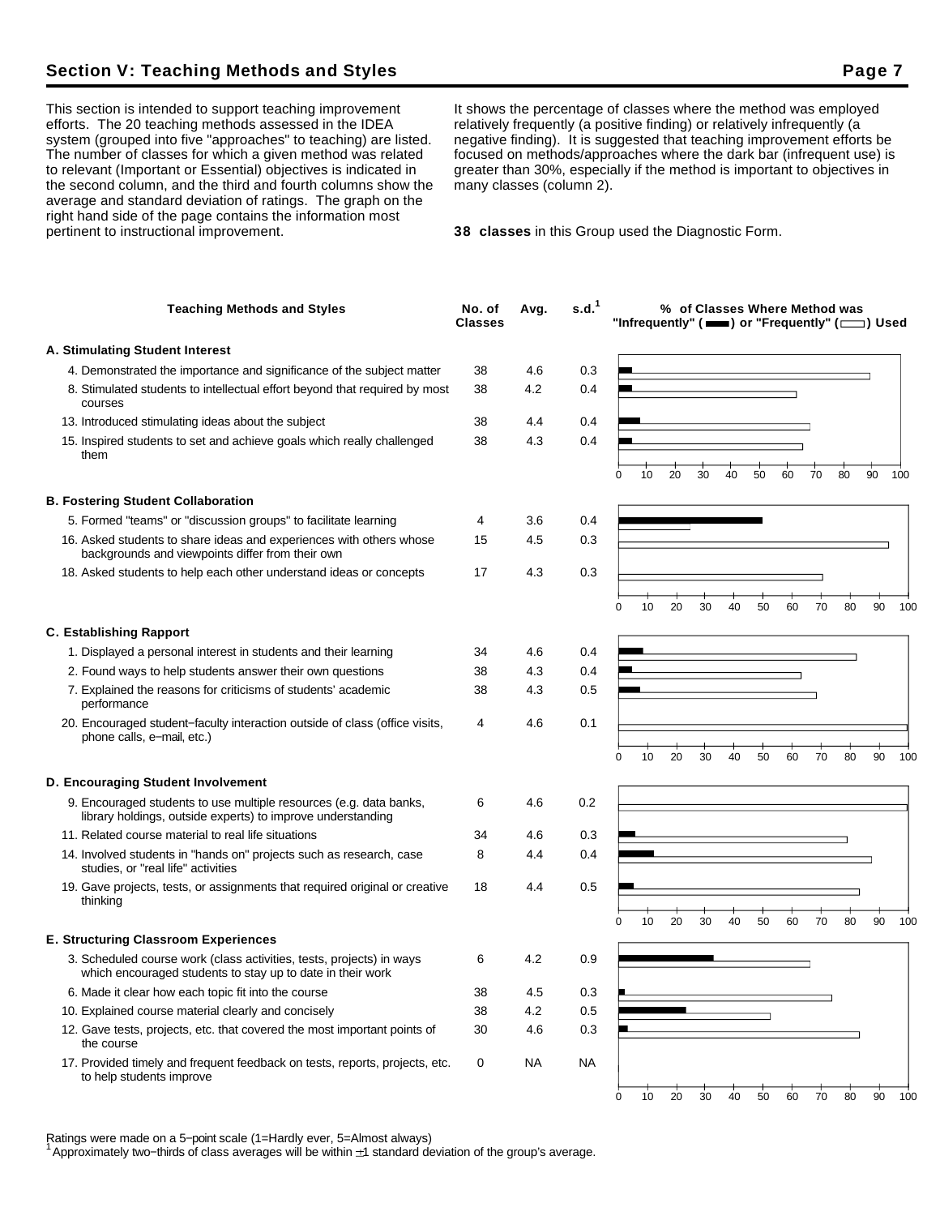## Section V: Teaching Methods and Styles

This section is intended to support teaching improvement efforts. The 20 teaching methods assessed in the IDEA system (grouped into five "approaches" to teaching) are listed. The number of classes for which a given method was related to relevant (Important or Essential) objectives is indicated in the second column, and the third and fourth columns show the average and standard deviation of ratings. The graph on the right hand side of the page contains the information most pertinent to instructional improvement.

It shows the percentage of classes where the method was employed relatively frequently (a positive finding) or relatively infrequently (a negative finding). It is suggested that teaching improvement efforts be focused on methods/approaches where the dark bar (infrequent use) is greater than 30%, especially if the method is important to objectives in many classes (column 2).

**38 classes** in this Group used the Diagnostic Form.

| Teaching Methods and Styles | No. of Classes | Avg. | s.d.[1] |
|---|---|---|---|
| **A. Stimulating Student Interest** | | | |
| 4. Demonstrated the importance and significance of the subject matter | 38 | 4.6 | 0.3 |
| 8. Stimulated students to intellectual effort beyond that required by most courses | 38 | 4.2 | 0.4 |
| 13. Introduced stimulating ideas about the subject | 38 | 4.4 | 0.4 |
| 15. Inspired students to set and achieve goals which really challenged them | 38 | 4.3 | 0.4 |
| **B. Fostering Student Collaboration** | | | |
| 5. Formed "teams" or "discussion groups" to facilitate learning | 4 | 3.6 | 0.4 |
| 16. Asked students to share ideas and experiences with others whose backgrounds and viewpoints differ from their own | 15 | 4.5 | 0.3 |
| 18. Asked students to help each other understand ideas or concepts | 17 | 4.3 | 0.3 |
| **C. Establishing Rapport** | | | |
| 1. Displayed a personal interest in students and their learning | 34 | 4.6 | 0.4 |
| 2. Found ways to help students answer their own questions | 38 | 4.3 | 0.4 |
| 7. Explained the reasons for criticisms of students' academic performance | 38 | 4.3 | 0.5 |
| 20. Encouraged student–faculty interaction outside of class (office visits, phone calls, e–mail, etc.) | 4 | 4.6 | 0.1 |
| **D. Encouraging Student Involvement** | | | |
| 9. Encouraged students to use multiple resources (e.g. data banks, library holdings, outside experts) to improve understanding | 6 | 4.6 | 0.2 |
| 11. Related course material to real life situations | 34 | 4.6 | 0.3 |
| 14. Involved students in "hands on" projects such as research, case studies, or "real life" activities | 8 | 4.4 | 0.4 |
| 19. Gave projects, tests, or assignments that required original or creative thinking | 18 | 4.4 | 0.5 |
| **E. Structuring Classroom Experiences** | | | |
| 3. Scheduled course work (class activities, tests, projects) in ways which encouraged students to stay up to date in their work | 6 | 4.2 | 0.9 |
| 6. Made it clear how each topic fit into the course | 38 | 4.5 | 0.3 |
| 10. Explained course material clearly and concisely | 38 | 4.2 | 0.5 |
| 12. Gave tests, projects, etc. that covered the most important points of the course | 30 | 4.6 | 0.3 |
| 17. Provided timely and frequent feedback on tests, reports, projects, etc. to help students improve | 0 | NA | NA |

% of Classes Where Method was "Infrequently" (dark bar) or "Frequently" (open bar) Used

Ratings were made on a 5–point scale (1=Hardly ever, 5=Almost always)

[1] Approximately two–thirds of class averages will be within ±1 standard deviation of the group's average.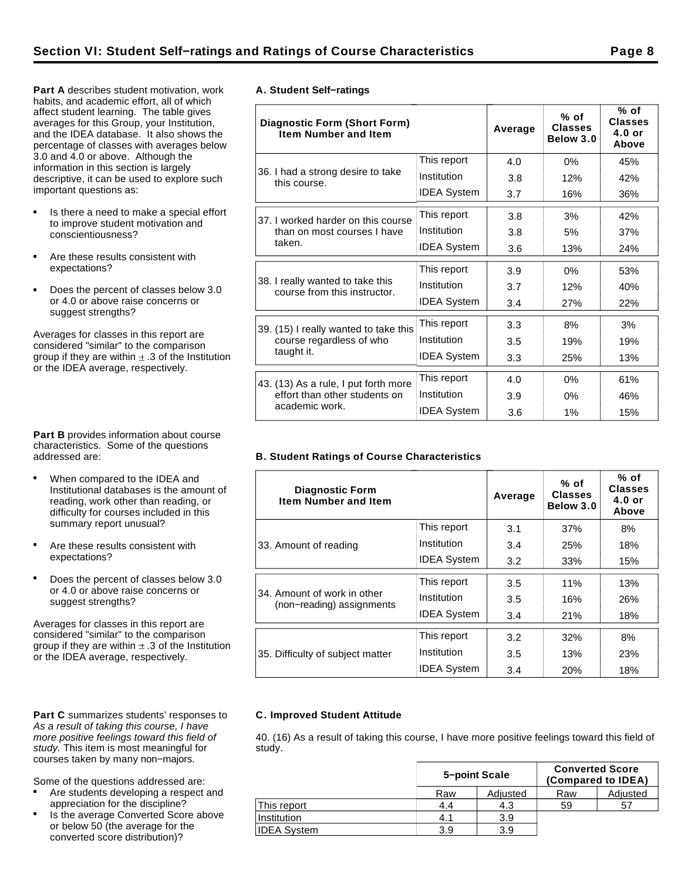## Section VI: Student Self−ratings and Ratings of Course Characteristics

**Part A** describes student motivation, work habits, and academic effort, all of which affect student learning. The table gives averages for this Group, your Institution, and the IDEA database. It also shows the percentage of classes with averages below 3.0 and 4.0 or above. Although the information in this section is largely descriptive, it can be used to explore such important questions as:

- Is there a need to make a special effort to improve student motivation and conscientiousness?
- Are these results consistent with expectations?
- Does the percent of classes below 3.0 or 4.0 or above raise concerns or suggest strengths?

Averages for classes in this report are considered "similar" to the comparison group if they are within ± .3 of the Institution or the IDEA average, respectively.

### A. Student Self−ratings

| Diagnostic Form (Short Form) Item Number and Item | | Average | % of Classes Below 3.0 | % of Classes 4.0 or Above |
|---|---|---|---|---|
| 36. I had a strong desire to take this course. | This report | 4.0 | 0% | 45% |
| | Institution | 3.8 | 12% | 42% |
| | IDEA System | 3.7 | 16% | 36% |
| 37. I worked harder on this course than on most courses I have taken. | This report | 3.8 | 3% | 42% |
| | Institution | 3.8 | 5% | 37% |
| | IDEA System | 3.6 | 13% | 24% |
| 38. I really wanted to take this course from this instructor. | This report | 3.9 | 0% | 53% |
| | Institution | 3.7 | 12% | 40% |
| | IDEA System | 3.4 | 27% | 22% |
| 39. (15) I really wanted to take this course regardless of who taught it. | This report | 3.3 | 8% | 3% |
| | Institution | 3.5 | 19% | 19% |
| | IDEA System | 3.3 | 25% | 13% |
| 43. (13) As a rule, I put forth more effort than other students on academic work. | This report | 4.0 | 0% | 61% |
| | Institution | 3.9 | 0% | 46% |
| | IDEA System | 3.6 | 1% | 15% |

**Part B** provides information about course characteristics. Some of the questions addressed are:

- When compared to the IDEA and Institutional databases is the amount of reading, work other than reading, or difficulty for courses included in this summary report unusual?
- Are these results consistent with expectations?
- Does the percent of classes below 3.0 or 4.0 or above raise concerns or suggest strengths?

Averages for classes in this report are considered "similar" to the comparison group if they are within ± .3 of the Institution or the IDEA average, respectively.

### B. Student Ratings of Course Characteristics

| Diagnostic Form Item Number and Item | | Average | % of Classes Below 3.0 | % of Classes 4.0 or Above |
|---|---|---|---|---|
| 33. Amount of reading | This report | 3.1 | 37% | 8% |
| | Institution | 3.4 | 25% | 18% |
| | IDEA System | 3.2 | 33% | 15% |
| 34. Amount of work in other (non−reading) assignments | This report | 3.5 | 11% | 13% |
| | Institution | 3.5 | 16% | 26% |
| | IDEA System | 3.4 | 21% | 18% |
| 35. Difficulty of subject matter | This report | 3.2 | 32% | 8% |
| | Institution | 3.5 | 13% | 23% |
| | IDEA System | 3.4 | 20% | 18% |

**Part C** summarizes students' responses to *As a result of taking this course, I have more positive feelings toward this field of study.* This item is most meaningful for courses taken by many non−majors.

Some of the questions addressed are:

- Are students developing a respect and appreciation for the discipline?
- Is the average Converted Score above or below 50 (the average for the converted score distribution)?

### C. Improved Student Attitude

40. (16) As a result of taking this course, I have more positive feelings toward this field of study.

| | 5−point Scale | | Converted Score (Compared to IDEA) | |
|---|---|---|---|---|
| | Raw | Adjusted | Raw | Adjusted |
| This report | 4.4 | 4.3 | 59 | 57 |
| Institution | 4.1 | 3.9 | | |
| IDEA System | 3.9 | 3.9 | | |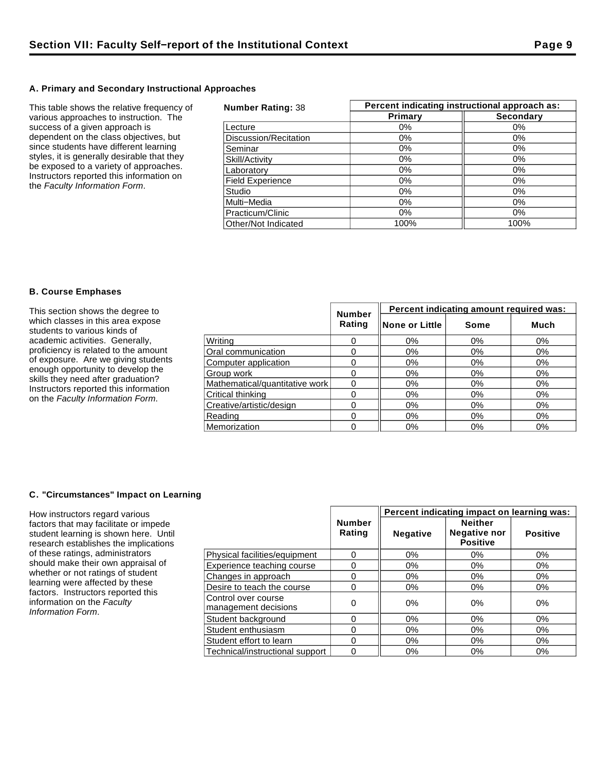## Section VII: Faculty Self−report of the Institutional Context

### A. Primary and Secondary Instructional Approaches

This table shows the relative frequency of various approaches to instruction. The success of a given approach is dependent on the class objectives, but since students have different learning styles, it is generally desirable that they be exposed to a variety of approaches. Instructors reported this information on the *Faculty Information Form*.

| **Number Rating:** 38 | Percent indicating instructional approach as: | |
|---|---|---|
| | Primary | Secondary |
| Lecture | 0% | 0% |
| Discussion/Recitation | 0% | 0% |
| Seminar | 0% | 0% |
| Skill/Activity | 0% | 0% |
| Laboratory | 0% | 0% |
| Field Experience | 0% | 0% |
| Studio | 0% | 0% |
| Multi−Media | 0% | 0% |
| Practicum/Clinic | 0% | 0% |
| Other/Not Indicated | 100% | 100% |

### B. Course Emphases

This section shows the degree to which classes in this area expose students to various kinds of academic activities. Generally, proficiency is related to the amount of exposure. Are we giving students enough opportunity to develop the skills they need after graduation? Instructors reported this information on the *Faculty Information Form*.

| | Number Rating | Percent indicating amount required was: | | |
|---|---|---|---|---|
| | | None or Little | Some | Much |
| Writing | 0 | 0% | 0% | 0% |
| Oral communication | 0 | 0% | 0% | 0% |
| Computer application | 0 | 0% | 0% | 0% |
| Group work | 0 | 0% | 0% | 0% |
| Mathematical/quantitative work | 0 | 0% | 0% | 0% |
| Critical thinking | 0 | 0% | 0% | 0% |
| Creative/artistic/design | 0 | 0% | 0% | 0% |
| Reading | 0 | 0% | 0% | 0% |
| Memorization | 0 | 0% | 0% | 0% |

### C. "Circumstances" Impact on Learning

How instructors regard various factors that may facilitate or impede student learning is shown here. Until research establishes the implications of these ratings, administrators should make their own appraisal of whether or not ratings of student learning were affected by these factors. Instructors reported this information on the *Faculty Information Form*.

| | Number Rating | Percent indicating impact on learning was: | | |
|---|---|---|---|---|
| | | Negative | Neither Negative nor Positive | Positive |
| Physical facilities/equipment | 0 | 0% | 0% | 0% |
| Experience teaching course | 0 | 0% | 0% | 0% |
| Changes in approach | 0 | 0% | 0% | 0% |
| Desire to teach the course | 0 | 0% | 0% | 0% |
| Control over course management decisions | 0 | 0% | 0% | 0% |
| Student background | 0 | 0% | 0% | 0% |
| Student enthusiasm | 0 | 0% | 0% | 0% |
| Student effort to learn | 0 | 0% | 0% | 0% |
| Technical/instructional support | 0 | 0% | 0% | 0% |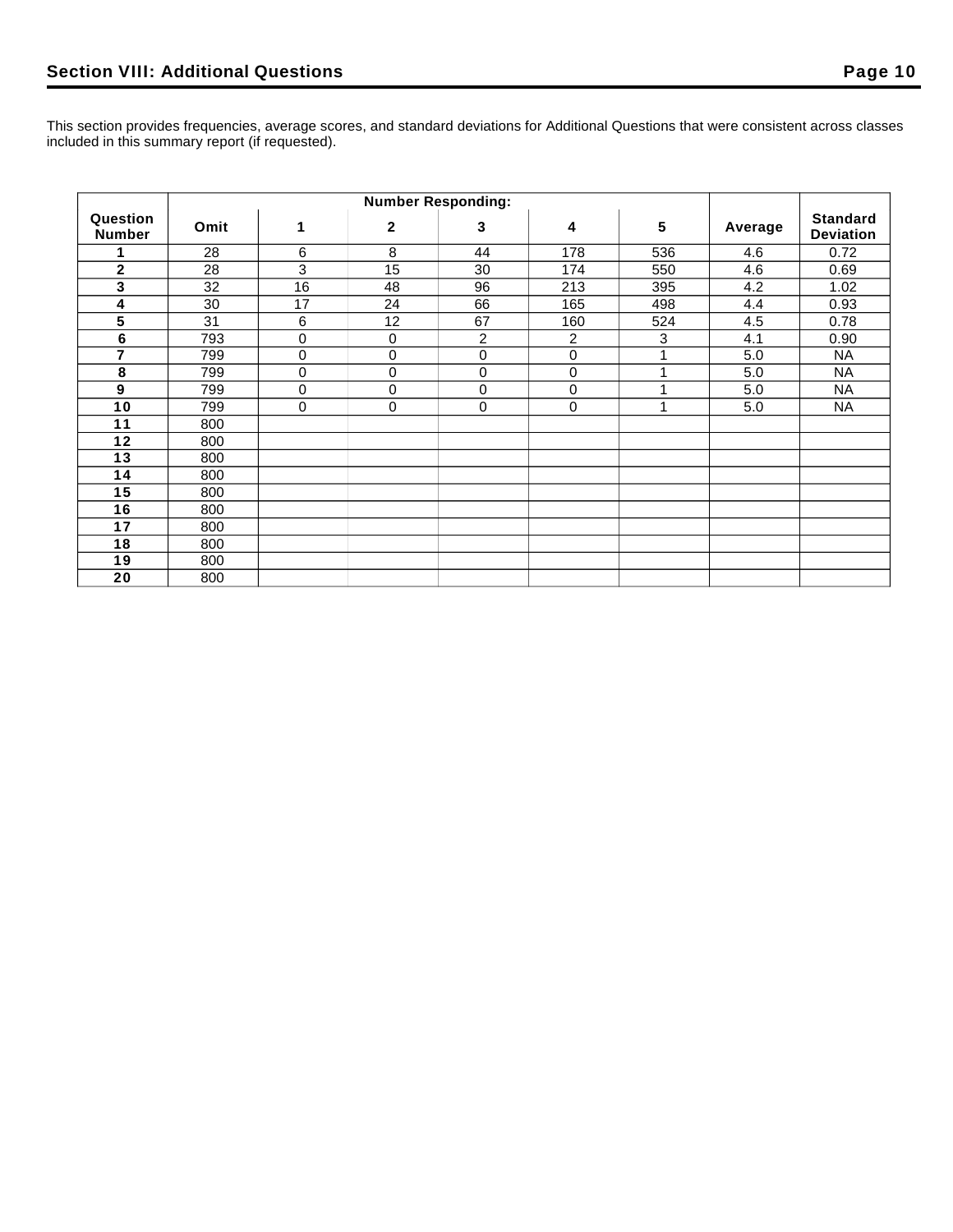## Section VIII: Additional Questions

This section provides frequencies, average scores, and standard deviations for Additional Questions that were consistent across classes included in this summary report (if requested).

| Question Number | Number Responding: | | | | | | Average | Standard Deviation |
|---|---|---|---|---|---|---|---|---|
| | Omit | 1 | 2 | 3 | 4 | 5 | | |
| 1 | 28 | 6 | 8 | 44 | 178 | 536 | 4.6 | 0.72 |
| 2 | 28 | 3 | 15 | 30 | 174 | 550 | 4.6 | 0.69 |
| 3 | 32 | 16 | 48 | 96 | 213 | 395 | 4.2 | 1.02 |
| 4 | 30 | 17 | 24 | 66 | 165 | 498 | 4.4 | 0.93 |
| 5 | 31 | 6 | 12 | 67 | 160 | 524 | 4.5 | 0.78 |
| 6 | 793 | 0 | 0 | 2 | 2 | 3 | 4.1 | 0.90 |
| 7 | 799 | 0 | 0 | 0 | 0 | 1 | 5.0 | NA |
| 8 | 799 | 0 | 0 | 0 | 0 | 1 | 5.0 | NA |
| 9 | 799 | 0 | 0 | 0 | 0 | 1 | 5.0 | NA |
| 10 | 799 | 0 | 0 | 0 | 0 | 1 | 5.0 | NA |
| 11 | 800 | | | | | | | |
| 12 | 800 | | | | | | | |
| 13 | 800 | | | | | | | |
| 14 | 800 | | | | | | | |
| 15 | 800 | | | | | | | |
| 16 | 800 | | | | | | | |
| 17 | 800 | | | | | | | |
| 18 | 800 | | | | | | | |
| 19 | 800 | | | | | | | |
| 20 | 800 | | | | | | | |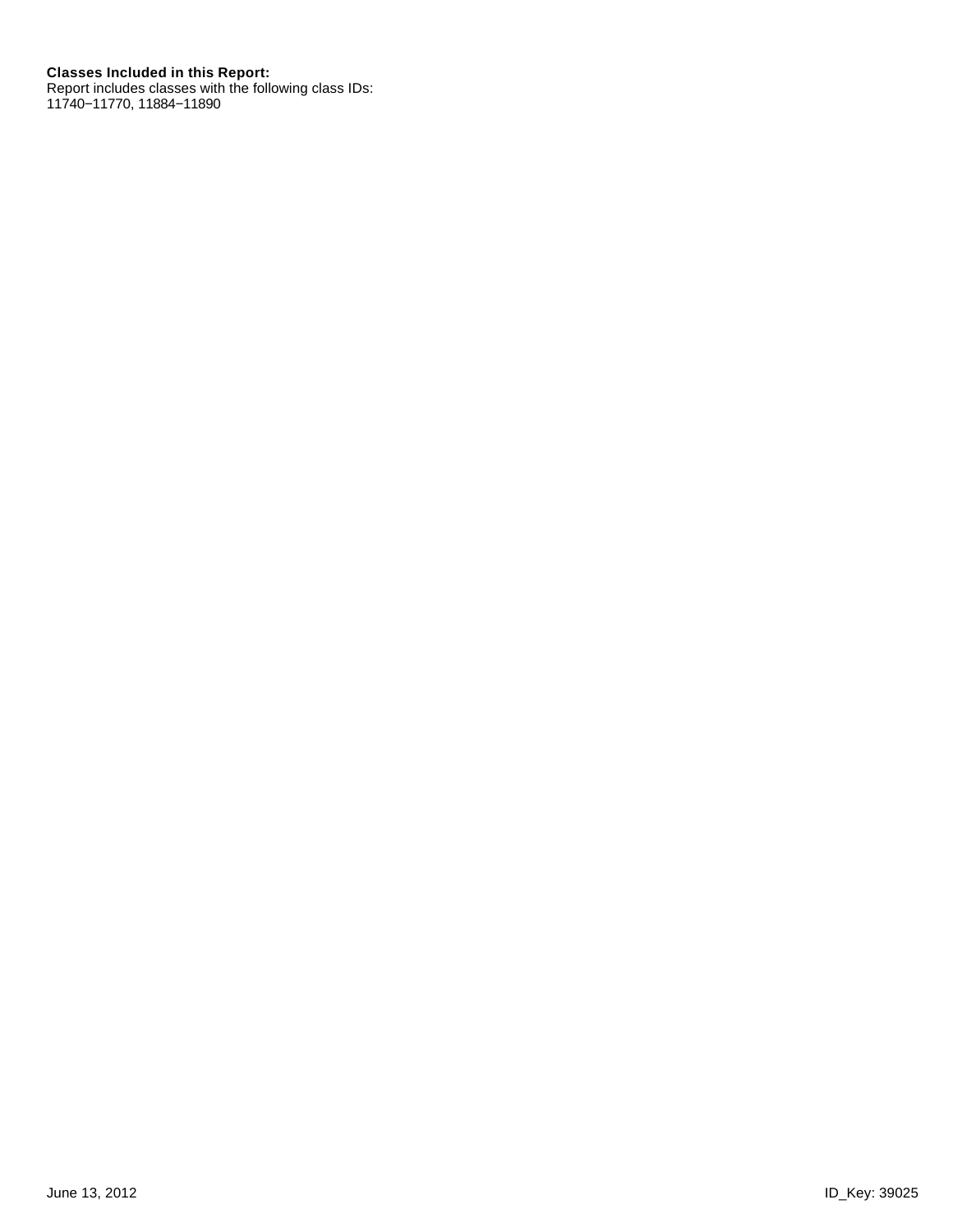**Classes Included in this Report:**
Report includes classes with the following class IDs:
11740−11770, 11884−11890